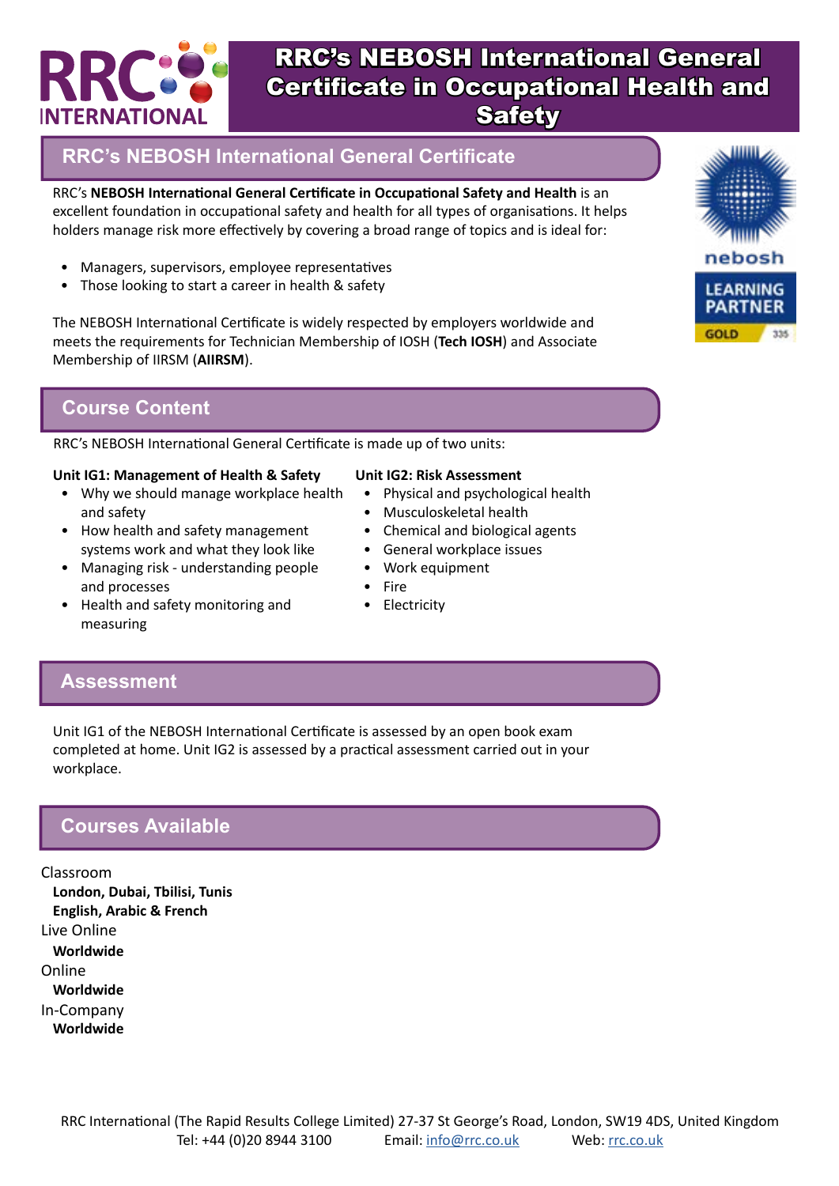# RRC's NEBOSH International General Certificate in Occupational Health and Safety

## RRC's NEBOSH International General Certificate

RRC's **NEBOSH International General Certificate in Occupational Safety and Health** is an excellent foundation in occupational safety and health for all types of organisations. It helps holders manage risk more effectively by covering a broad range of topics and is ideal for:

- Managers, supervisors, employee representatives
- Those looking to start a career in health & safety

The NEBOSH International Certificate is widely respected by employers worldwide and meets the requirements for Technician Membership of IOSH (**Tech IOSH**) and Associate Membership of IIRSM (**AIIRSM**).

## Course Content

RRC's NEBOSH International General Certificate is made up of two units:

**Unit IG1: Management of Health & Safety**

- Why we should manage workplace health and safety
- How health and safety management systems work and what they look like
- Managing risk - understanding people and processes
- Health and safety monitoring and measuring

**Unit IG2: Risk Assessment**

- Physical and psychological health
- Musculoskeletal health
- Chemical and biological agents
- General workplace issues
- Work equipment
- Fire
- Electricity

## Assessment

Unit IG1 of the NEBOSH International Certificate is assessed by an open book exam completed at home. Unit IG2 is assessed by a practical assessment carried out in your workplace.

## Courses Available

Classroom
**London, Dubai, Tbilisi, Tunis**
**English, Arabic & French**

Live Online
**Worldwide**

Online
**Worldwide**

In-Company
**Worldwide**

RRC International (The Rapid Results College Limited) 27-37 St George's Road, London, SW19 4DS, United Kingdom
Tel: +44 (0)20 8944 3100 Email: info@rrc.co.uk Web: rrc.co.uk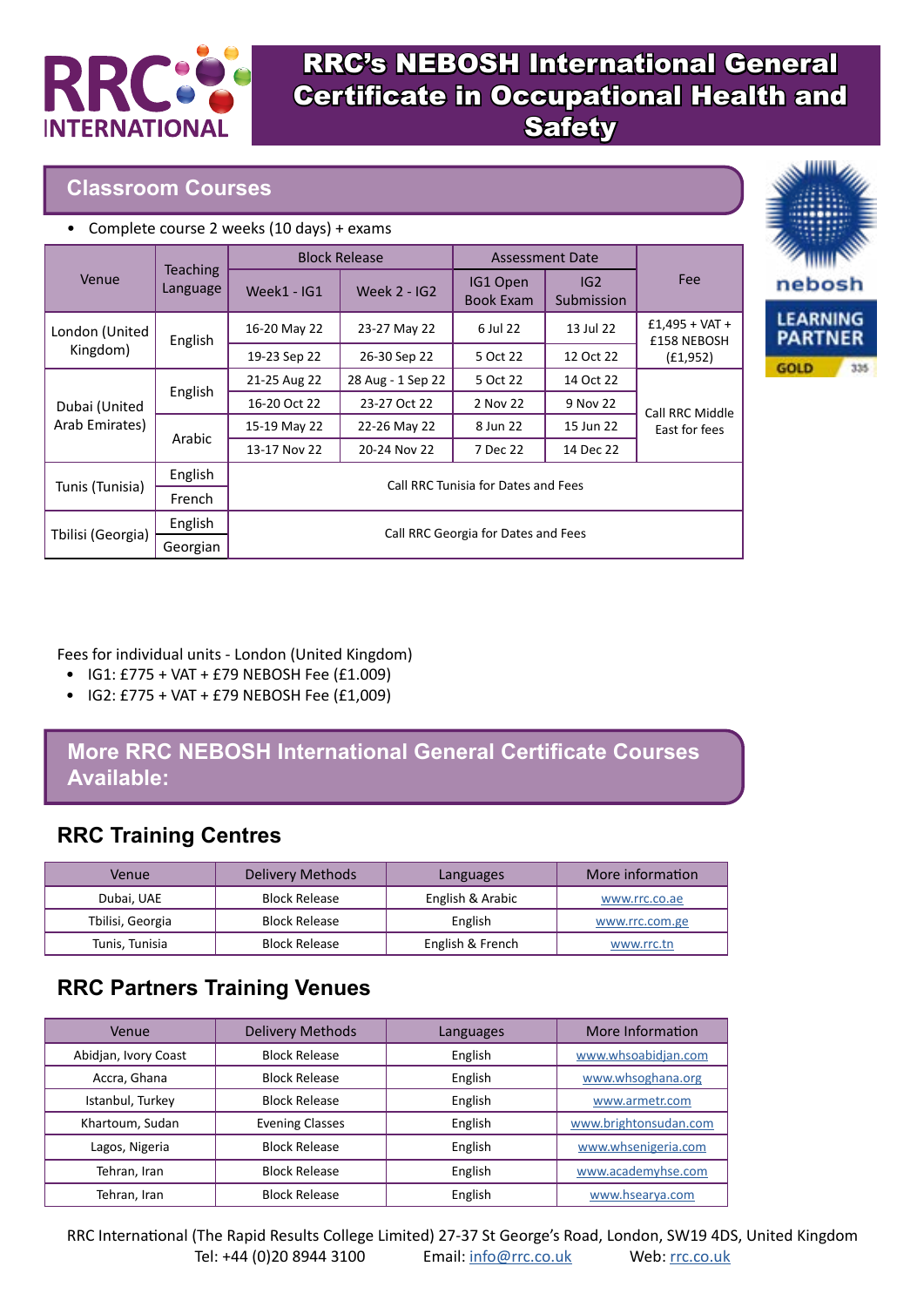# RRC's NEBOSH International General Certificate in Occupational Health and Safety

## Classroom Courses

- Complete course 2 weeks (10 days) + exams

| Venue | Teaching Language | Block Release | | Assessment Date | | Fee |
|---|---|---|---|---|---|---|
| | | Week1 - IG1 | Week 2 - IG2 | IG1 Open Book Exam | IG2 Submission | |
| London (United Kingdom) | English | 16-20 May 22 | 23-27 May 22 | 6 Jul 22 | 13 Jul 22 | £1,495 + VAT + £158 NEBOSH (£1,952) |
| | | 19-23 Sep 22 | 26-30 Sep 22 | 5 Oct 22 | 12 Oct 22 | |
| Dubai (United Arab Emirates) | English | 21-25 Aug 22 | 28 Aug - 1 Sep 22 | 5 Oct 22 | 14 Oct 22 | Call RRC Middle East for fees |
| | | 16-20 Oct 22 | 23-27 Oct 22 | 2 Nov 22 | 9 Nov 22 | |
| | Arabic | 15-19 May 22 | 22-26 May 22 | 8 Jun 22 | 15 Jun 22 | |
| | | 13-17 Nov 22 | 20-24 Nov 22 | 7 Dec 22 | 14 Dec 22 | |
| Tunis (Tunisia) | English | Call RRC Tunisia for Dates and Fees | | | | |
| | French | | | | | |
| Tbilisi (Georgia) | English | Call RRC Georgia for Dates and Fees | | | | |
| | Georgian | | | | | |

Fees for individual units - London (United Kingdom)

- IG1: £775 + VAT + £79 NEBOSH Fee (£1.009)
- IG2: £775 + VAT + £79 NEBOSH Fee (£1,009)

## More RRC NEBOSH International General Certificate Courses Available:

### RRC Training Centres

| Venue | Delivery Methods | Languages | More information |
|---|---|---|---|
| Dubai, UAE | Block Release | English & Arabic | www.rrc.co.ae |
| Tbilisi, Georgia | Block Release | English | www.rrc.com.ge |
| Tunis, Tunisia | Block Release | English & French | www.rrc.tn |

### RRC Partners Training Venues

| Venue | Delivery Methods | Languages | More Information |
|---|---|---|---|
| Abidjan, Ivory Coast | Block Release | English | www.whsoabidjan.com |
| Accra, Ghana | Block Release | English | www.whsoghana.org |
| Istanbul, Turkey | Block Release | English | www.armetr.com |
| Khartoum, Sudan | Evening Classes | English | www.brightonsudan.com |
| Lagos, Nigeria | Block Release | English | www.whsenigeria.com |
| Tehran, Iran | Block Release | English | www.academyhse.com |
| Tehran, Iran | Block Release | English | www.hsearya.com |

RRC International (The Rapid Results College Limited) 27-37 St George's Road, London, SW19 4DS, United Kingdom
Tel: +44 (0)20 8944 3100 Email: info@rrc.co.uk Web: rrc.co.uk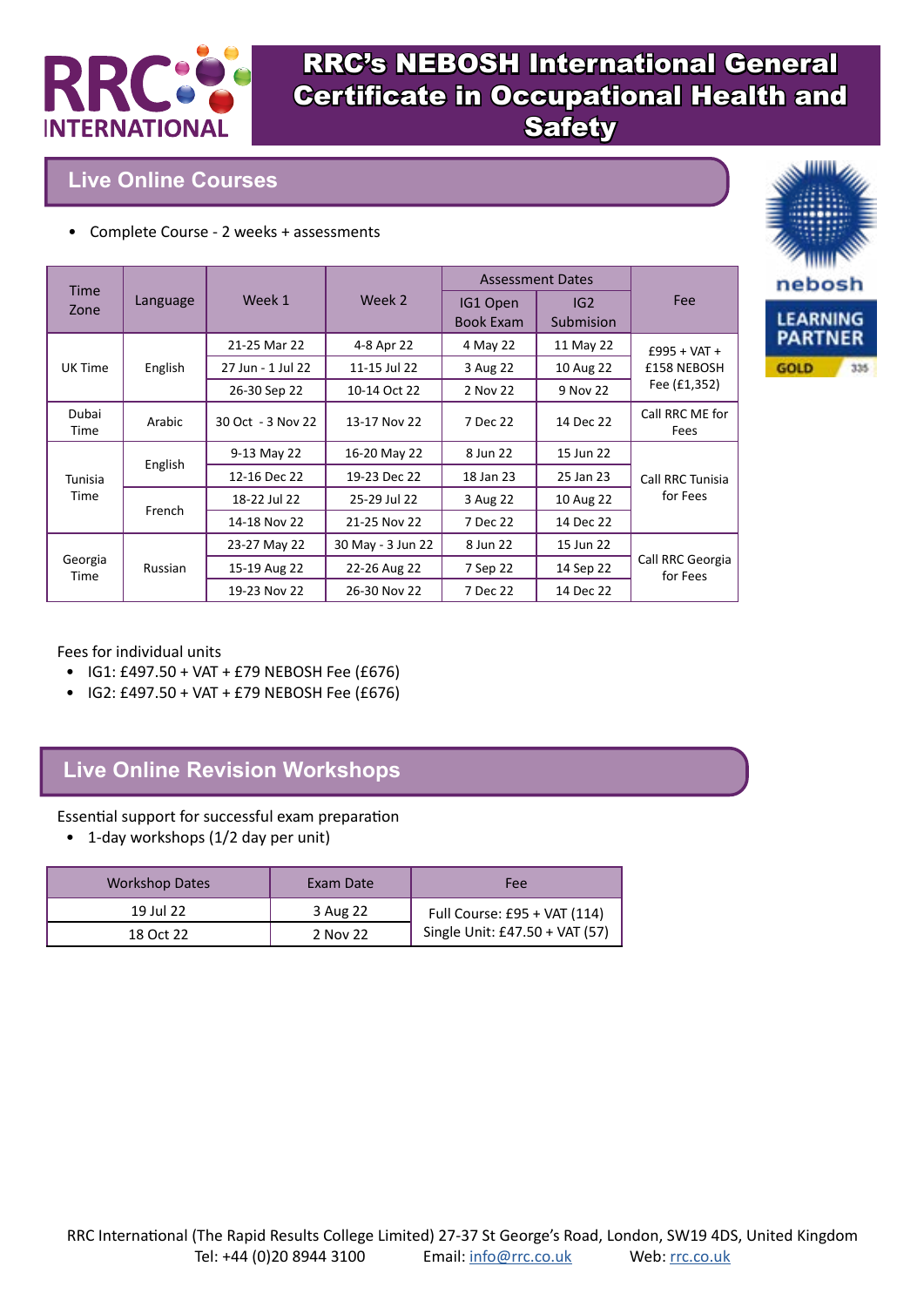# RRC's NEBOSH International General Certificate in Occupational Health and Safety

## Live Online Courses

- Complete Course - 2 weeks + assessments

| Time Zone | Language | Week 1 | Week 2 | Assessment Dates | | Fee |
|---|---|---|---|---|---|---|
| | | | | IG1 Open Book Exam | IG2 Submission | |
| UK Time | English | 21-25 Mar 22 | 4-8 Apr 22 | 4 May 22 | 11 May 22 | £995 + VAT + £158 NEBOSH Fee (£1,352) |
| | | 27 Jun - 1 Jul 22 | 11-15 Jul 22 | 3 Aug 22 | 10 Aug 22 | |
| | | 26-30 Sep 22 | 10-14 Oct 22 | 2 Nov 22 | 9 Nov 22 | |
| Dubai Time | Arabic | 30 Oct - 3 Nov 22 | 13-17 Nov 22 | 7 Dec 22 | 14 Dec 22 | Call RRC ME for Fees |
| Tunisia Time | English | 9-13 May 22 | 16-20 May 22 | 8 Jun 22 | 15 Jun 22 | Call RRC Tunisia for Fees |
| | | 12-16 Dec 22 | 19-23 Dec 22 | 18 Jan 23 | 25 Jan 23 | |
| | French | 18-22 Jul 22 | 25-29 Jul 22 | 3 Aug 22 | 10 Aug 22 | |
| | | 14-18 Nov 22 | 21-25 Nov 22 | 7 Dec 22 | 14 Dec 22 | |
| Georgia Time | Russian | 23-27 May 22 | 30 May - 3 Jun 22 | 8 Jun 22 | 15 Jun 22 | Call RRC Georgia for Fees |
| | | 15-19 Aug 22 | 22-26 Aug 22 | 7 Sep 22 | 14 Sep 22 | |
| | | 19-23 Nov 22 | 26-30 Nov 22 | 7 Dec 22 | 14 Dec 22 | |

Fees for individual units

- IG1: £497.50 + VAT + £79 NEBOSH Fee (£676)
- IG2: £497.50 + VAT + £79 NEBOSH Fee (£676)

## Live Online Revision Workshops

Essential support for successful exam preparation

- 1-day workshops (1/2 day per unit)

| Workshop Dates | Exam Date | Fee |
|---|---|---|
| 19 Jul 22 | 3 Aug 22 | Full Course: £95 + VAT (114)<br>Single Unit: £47.50 + VAT (57) |
| 18 Oct 22 | 2 Nov 22 | |

RRC International (The Rapid Results College Limited) 27-37 St George's Road, London, SW19 4DS, United Kingdom
Tel: +44 (0)20 8944 3100 Email: info@rrc.co.uk Web: rrc.co.uk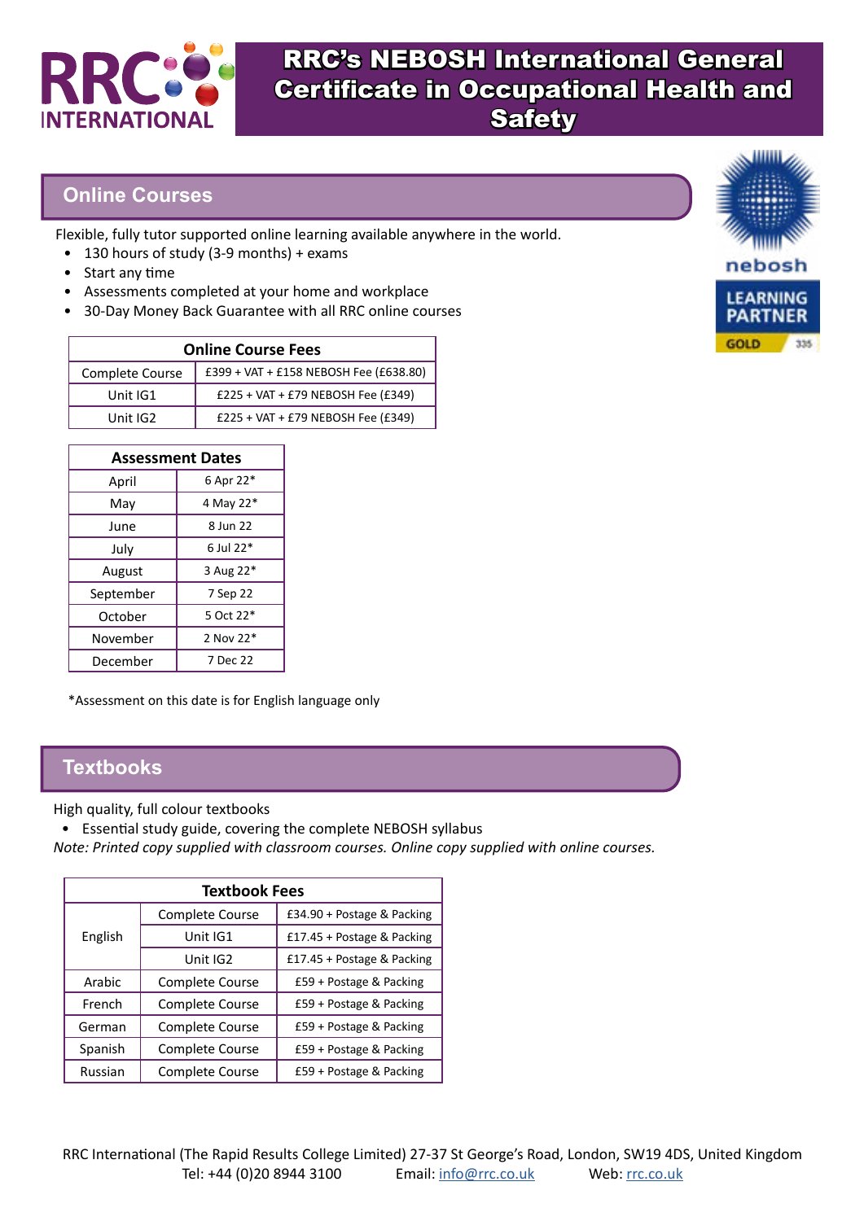# RRC's NEBOSH International General Certificate in Occupational Health and Safety

## Online Courses

Flexible, fully tutor supported online learning available anywhere in the world.

- 130 hours of study (3-9 months) + exams
- Start any time
- Assessments completed at your home and workplace
- 30-Day Money Back Guarantee with all RRC online courses

| Online Course Fees | |
|---|---|
| Complete Course | £399 + VAT + £158 NEBOSH Fee (£638.80) |
| Unit IG1 | £225 + VAT + £79 NEBOSH Fee (£349) |
| Unit IG2 | £225 + VAT + £79 NEBOSH Fee (£349) |

| Assessment Dates | |
|---|---|
| April | 6 Apr 22* |
| May | 4 May 22* |
| June | 8 Jun 22 |
| July | 6 Jul 22* |
| August | 3 Aug 22* |
| September | 7 Sep 22 |
| October | 5 Oct 22* |
| November | 2 Nov 22* |
| December | 7 Dec 22 |

*Assessment on this date is for English language only

## Textbooks

High quality, full colour textbooks

- Essential study guide, covering the complete NEBOSH syllabus

*Note: Printed copy supplied with classroom courses. Online copy supplied with online courses.*

| Textbook Fees | | |
|---|---|---|
| English | Complete Course | £34.90 + Postage & Packing |
| | Unit IG1 | £17.45 + Postage & Packing |
| | Unit IG2 | £17.45 + Postage & Packing |
| Arabic | Complete Course | £59 + Postage & Packing |
| French | Complete Course | £59 + Postage & Packing |
| German | Complete Course | £59 + Postage & Packing |
| Spanish | Complete Course | £59 + Postage & Packing |
| Russian | Complete Course | £59 + Postage & Packing |

RRC International (The Rapid Results College Limited) 27-37 St George's Road, London, SW19 4DS, United Kingdom
Tel: +44 (0)20 8944 3100 Email: info@rrc.co.uk Web: rrc.co.uk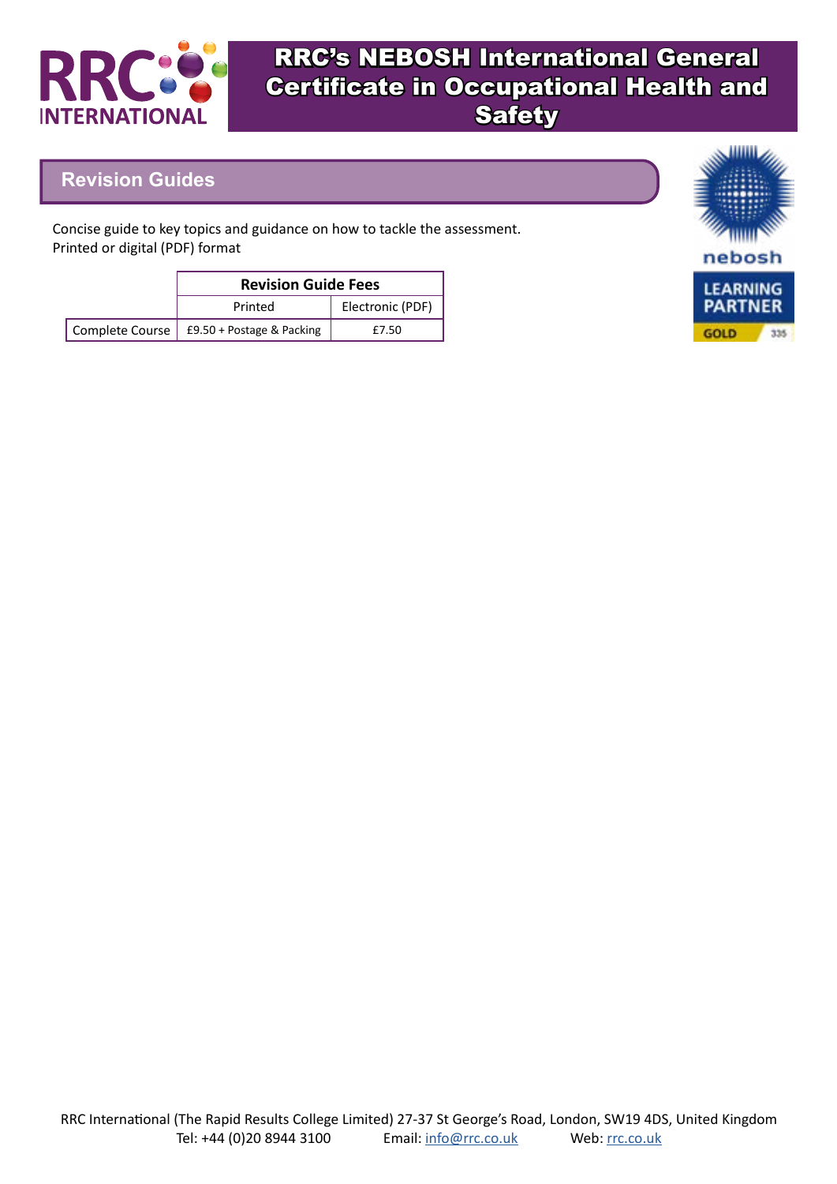# RRC's NEBOSH International General Certificate in Occupational Health and Safety

## Revision Guides

Concise guide to key topics and guidance on how to tackle the assessment.
Printed or digital (PDF) format

| | Revision Guide Fees | |
|---|---|---|
| | Printed | Electronic (PDF) |
| Complete Course | £9.50 + Postage & Packing | £7.50 |

RRC International (The Rapid Results College Limited) 27-37 St George's Road, London, SW19 4DS, United Kingdom
Tel: +44 (0)20 8944 3100 Email: info@rrc.co.uk Web: rrc.co.uk